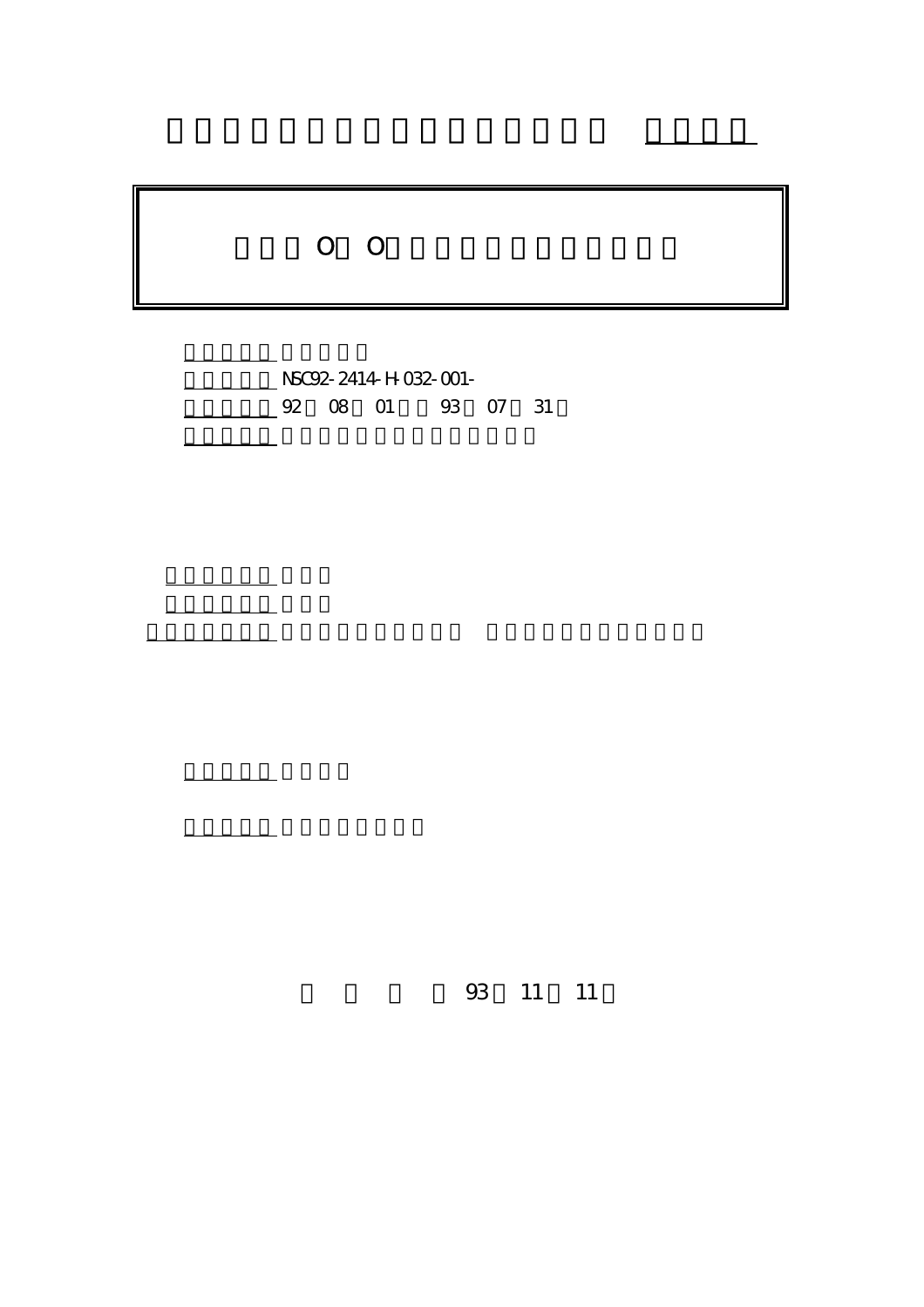O O

NSC92-2414-H-032-001-

92 08 01 93 07 31

93 11 11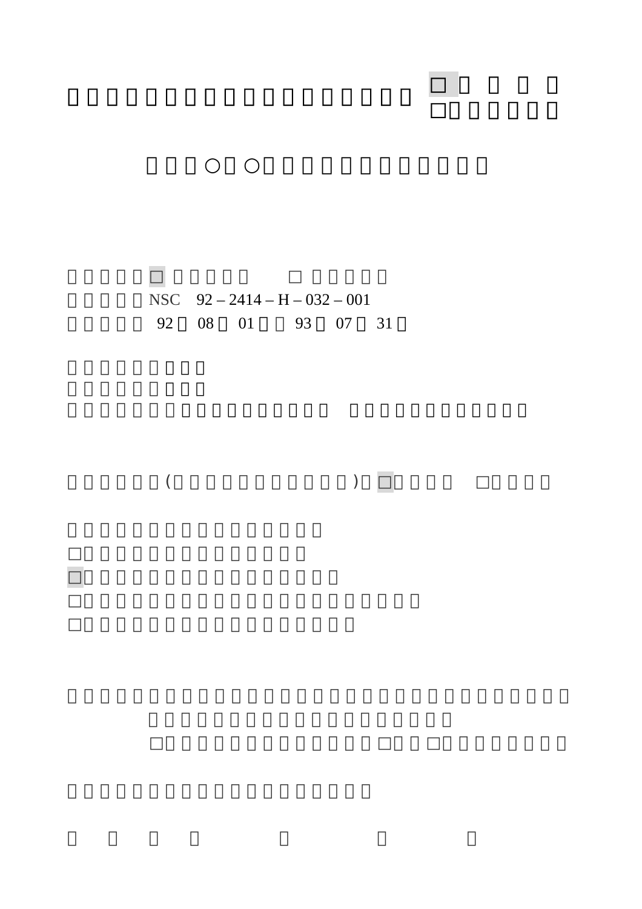□
□

○ ○

□ □

NSC 92 – 2414 – H – 032 – 001

92 08 01 93 07 31

( ) □ □

□
□
□
□

□ □ □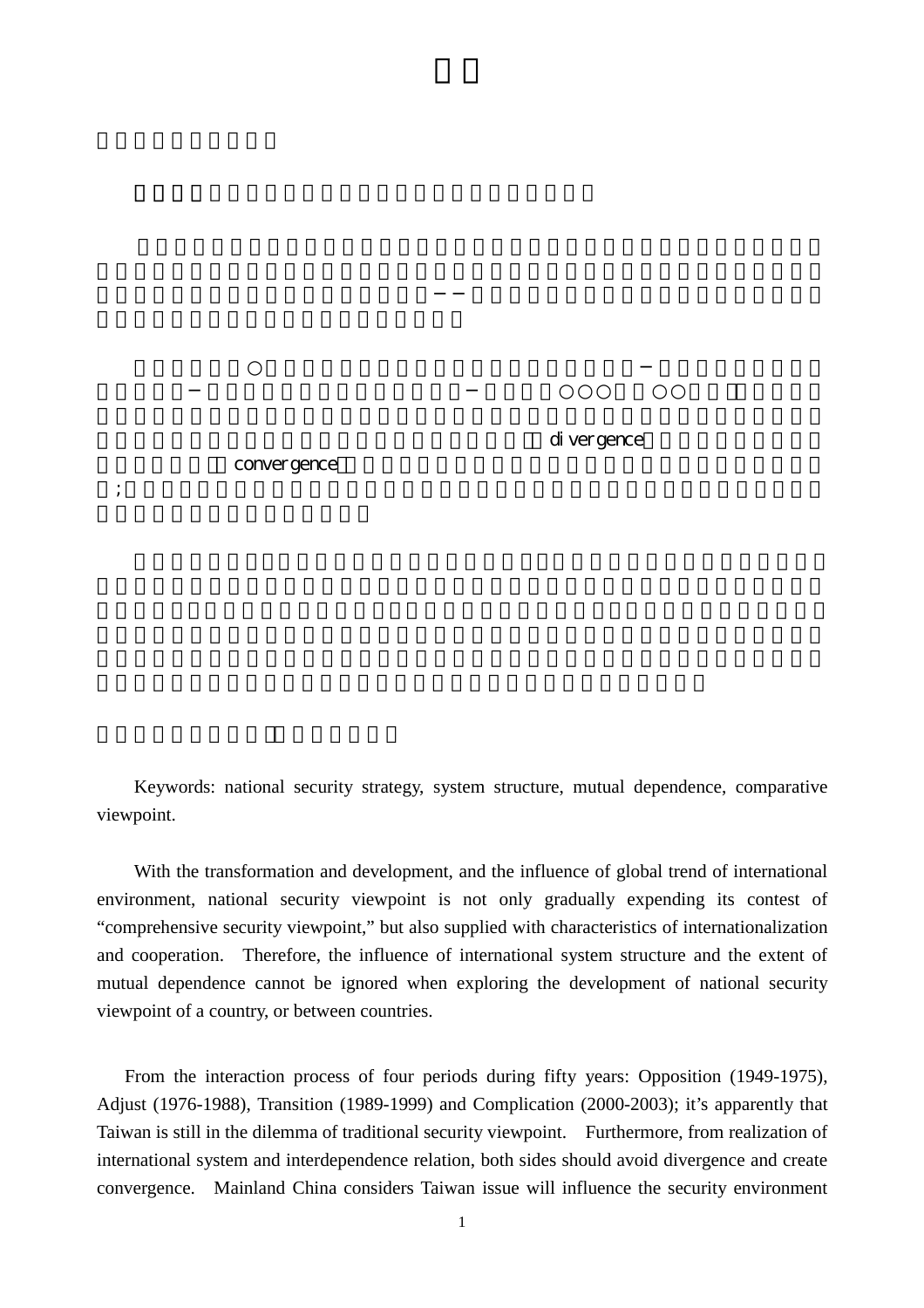Keywords: national security strategy, system structure, mutual dependence, comparative viewpoint.

With the transformation and development, and the influence of global trend of international environment, national security viewpoint is not only gradually expending its contest of "comprehensive security viewpoint," but also supplied with characteristics of internationalization and cooperation. Therefore, the influence of international system structure and the extent of mutual dependence cannot be ignored when exploring the development of national security viewpoint of a country, or between countries.

From the interaction process of four periods during fifty years: Opposition (1949-1975), Adjust (1976-1988), Transition (1989-1999) and Complication (2000-2003); it's apparently that Taiwan is still in the dilemma of traditional security viewpoint. Furthermore, from realization of international system and interdependence relation, both sides should avoid divergence and create convergence. Mainland China considers Taiwan issue will influence the security environment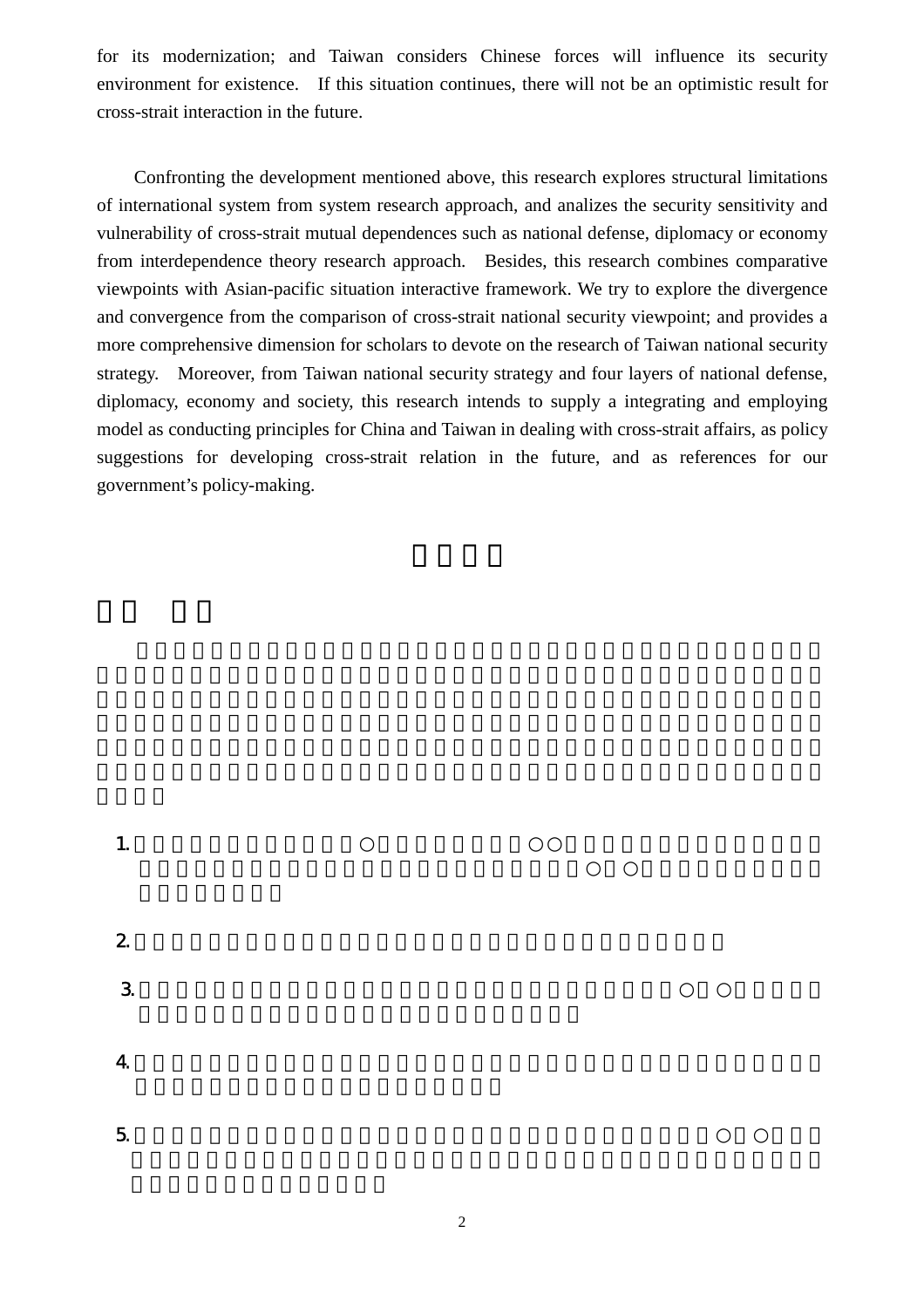for its modernization; and Taiwan considers Chinese forces will influence its security environment for existence. If this situation continues, there will not be an optimistic result for cross-strait interaction in the future.

Confronting the development mentioned above, this research explores structural limitations of international system from system research approach, and analizes the security sensitivity and vulnerability of cross-strait mutual dependences such as national defense, diplomacy or economy from interdependence theory research approach. Besides, this research combines comparative viewpoints with Asian-pacific situation interactive framework. We try to explore the divergence and convergence from the comparison of cross-strait national security viewpoint; and provides a more comprehensive dimension for scholars to devote on the research of Taiwan national security strategy. Moreover, from Taiwan national security strategy and four layers of national defense, diplomacy, economy and society, this research intends to supply a integrating and employing model as conducting principles for China and Taiwan in dealing with cross-strait affairs, as policy suggestions for developing cross-strait relation in the future, and as references for our government's policy-making.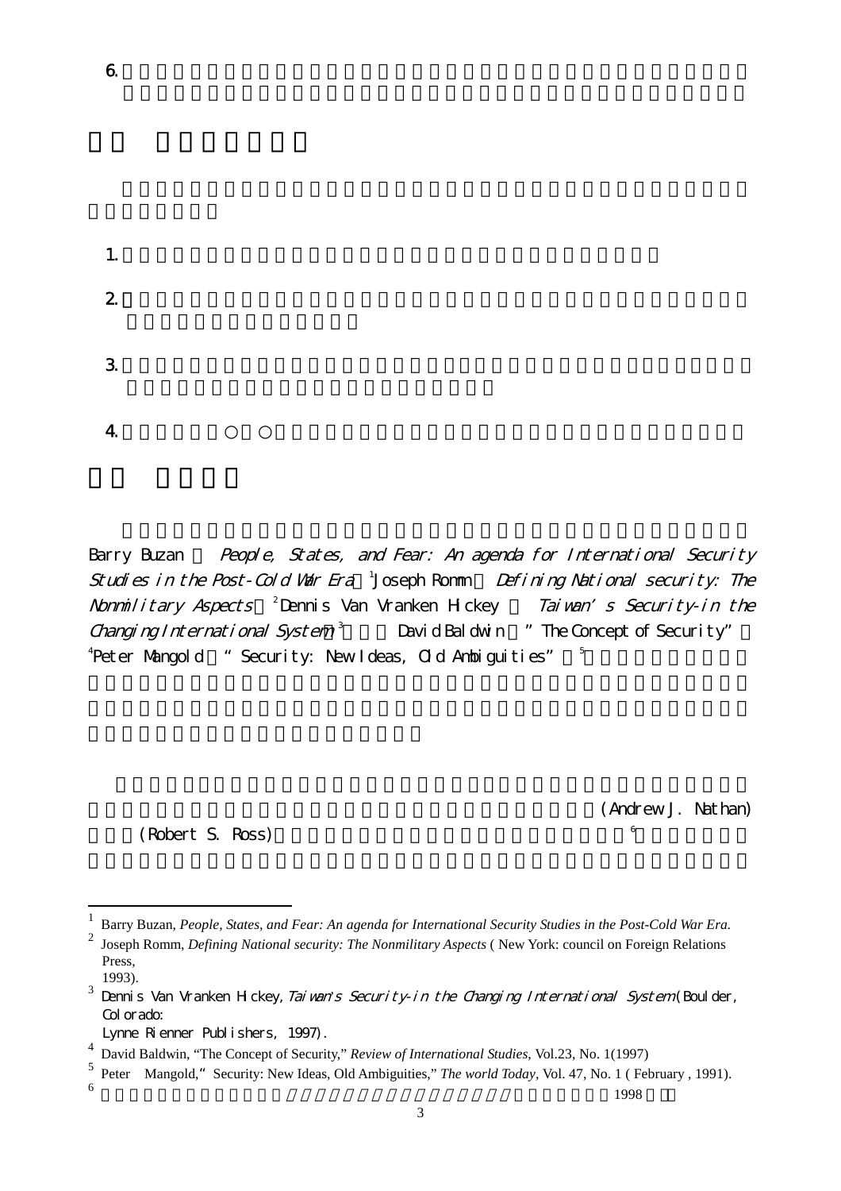6.

1.

2.

3.

4. ○ ○

Barry Buzan *People, States, and Fear: An agenda for International Security Studies in the Post-Cold War Era*[1] Joseph Romm *Defining National security: The Nonmilitary Aspects*[2] Dennis Van Vranken Hickey *Taiwan's Security-in the Changing International System*[3] David Baldwin "The Concept of Security"[4] Peter Mangold "Security: New Ideas, Old Ambiguities"[5]

(Andrew J. Nathan) (Robert S. Ross)[6]

---

[1] Barry Buzan, *People, States, and Fear: An agenda for International Security Studies in the Post-Cold War Era.*

[2] Joseph Romm, *Defining National security: The Nonmilitary Aspects* ( New York: council on Foreign Relations Press, 1993).

[3] Dennis Van Vranken Hickey, *Taiwan's Security-in the Changing International System* (Boulder, Colorado: Lynne Rienner Publishers, 1997).

[4] David Baldwin, "The Concept of Security," *Review of International Studies*, Vol.23, No. 1(1997)

[5] Peter Mangold, "Security: New Ideas, Old Ambiguities," *The world Today*, Vol. 47, No. 1 ( February , 1991).

[6] 1998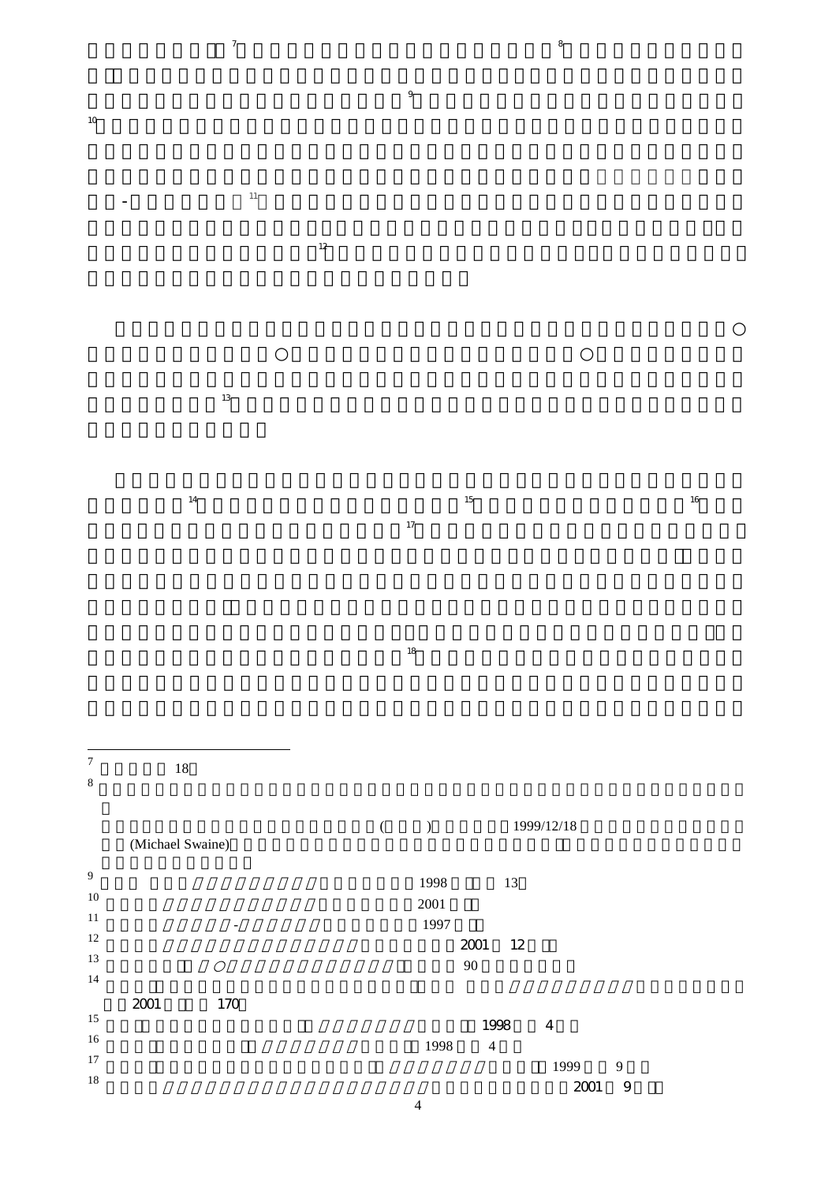[7] 18

[8] ( ) 1999/12/18 (Michael Swaine)

[9] 1998 13

[10] 2001

[11] - 1997

[12] 2001 12

[13] ○ 90

[14] 2001 170

[15] 1998 4

[16] 1998 4

[17] 1999 9

[18] 2001 9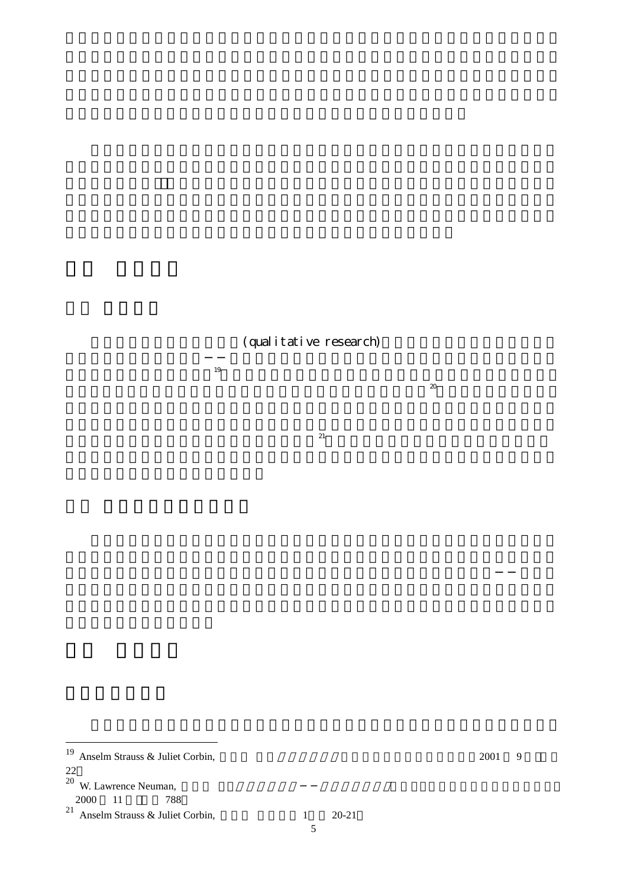(qualitative research)——[19][20]

[21]

——

---

[19] Anselm Strauss & Juliet Corbin, 2001 9 22。

[20] W. Lawrence Neuman, —— / 2000 11 788。

[21] Anselm Strauss & Juliet Corbin, 1 20-21。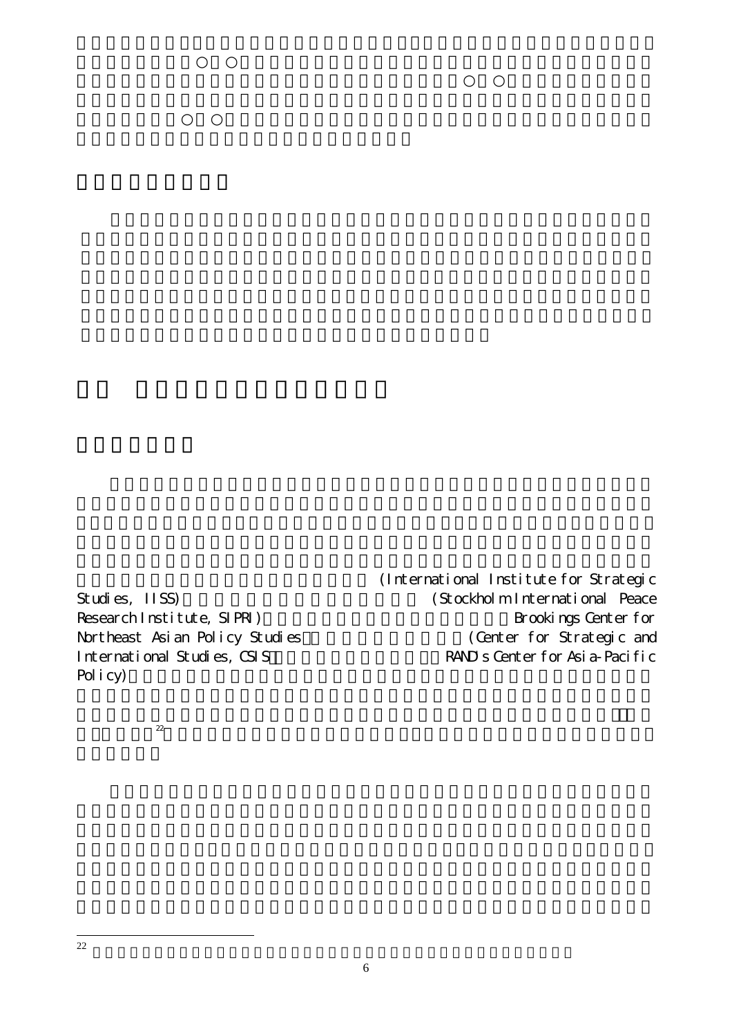○○ ○○

○○

(International Institute for Strategic Studies, IISS) (Stockholm International Peace Research Institute, SIPRI) Brookings Center for Northeast Asian Policy Studies (Center for Strategic and International Studies, CSIS RAND's Center for Asia-Pacific Policy)

[22]

---

[22]